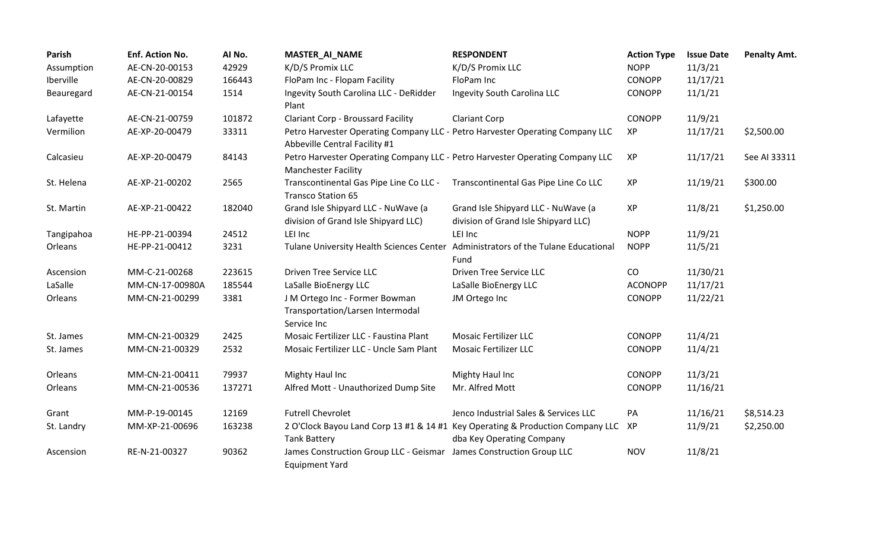| Parish | Enf. Action No. | AI No. | MASTER_AI_NAME | RESPONDENT | Action Type | Issue Date | Penalty Amt. |
|---|---|---|---|---|---|---|---|
| Assumption | AE-CN-20-00153 | 42929 | K/D/S Promix LLC | K/D/S Promix LLC | NOPP | 11/3/21 | |
| Iberville | AE-CN-20-00829 | 166443 | FloPam Inc - Flopam Facility | FloPam Inc | CONOPP | 11/17/21 | |
| Beauregard | AE-CN-21-00154 | 1514 | Ingevity South Carolina LLC - DeRidder Plant | Ingevity South Carolina LLC | CONOPP | 11/1/21 | |
| Lafayette | AE-CN-21-00759 | 101872 | Clariant Corp - Broussard Facility | Clariant Corp | CONOPP | 11/9/21 | |
| Vermilion | AE-XP-20-00479 | 33311 | Petro Harvester Operating Company LLC - Abbeville Central Facility #1 | Petro Harvester Operating Company LLC | XP | 11/17/21 | $2,500.00 |
| Calcasieu | AE-XP-20-00479 | 84143 | Petro Harvester Operating Company LLC - Manchester Facility | Petro Harvester Operating Company LLC | XP | 11/17/21 | See AI 33311 |
| St. Helena | AE-XP-21-00202 | 2565 | Transcontinental Gas Pipe Line Co LLC - Transco Station 65 | Transcontinental Gas Pipe Line Co LLC | XP | 11/19/21 | $300.00 |
| St. Martin | AE-XP-21-00422 | 182040 | Grand Isle Shipyard LLC - NuWave (a division of Grand Isle Shipyard LLC) | Grand Isle Shipyard LLC - NuWave (a division of Grand Isle Shipyard LLC) | XP | 11/8/21 | $1,250.00 |
| Tangipahoa | HE-PP-21-00394 | 24512 | LEI Inc | LEI Inc | NOPP | 11/9/21 | |
| Orleans | HE-PP-21-00412 | 3231 | Tulane University Health Sciences Center | Administrators of the Tulane Educational Fund | NOPP | 11/5/21 | |
| Ascension | MM-C-21-00268 | 223615 | Driven Tree Service LLC | Driven Tree Service LLC | CO | 11/30/21 | |
| LaSalle | MM-CN-17-00980A | 185544 | LaSalle BioEnergy LLC | LaSalle BioEnergy LLC | ACONOPP | 11/17/21 | |
| Orleans | MM-CN-21-00299 | 3381 | J M Ortego Inc - Former Bowman Transportation/Larsen Intermodal Service Inc | JM Ortego Inc | CONOPP | 11/22/21 | |
| St. James | MM-CN-21-00329 | 2425 | Mosaic Fertilizer LLC - Faustina Plant | Mosaic Fertilizer LLC | CONOPP | 11/4/21 | |
| St. James | MM-CN-21-00329 | 2532 | Mosaic Fertilizer LLC - Uncle Sam Plant | Mosaic Fertilizer LLC | CONOPP | 11/4/21 | |
| Orleans | MM-CN-21-00411 | 79937 | Mighty Haul Inc | Mighty Haul Inc | CONOPP | 11/3/21 | |
| Orleans | MM-CN-21-00536 | 137271 | Alfred Mott - Unauthorized Dump Site | Mr. Alfred Mott | CONOPP | 11/16/21 | |
| Grant | MM-P-19-00145 | 12169 | Futrell Chevrolet | Jenco Industrial Sales & Services LLC | PA | 11/16/21 | $8,514.23 |
| St. Landry | MM-XP-21-00696 | 163238 | 2 O'Clock Bayou Land Corp 13 #1 & 14 #1 Tank Battery | Key Operating & Production Company LLC dba Key Operating Company | XP | 11/9/21 | $2,250.00 |
| Ascension | RE-N-21-00327 | 90362 | James Construction Group LLC - Geismar Equipment Yard | James Construction Group LLC | NOV | 11/8/21 | |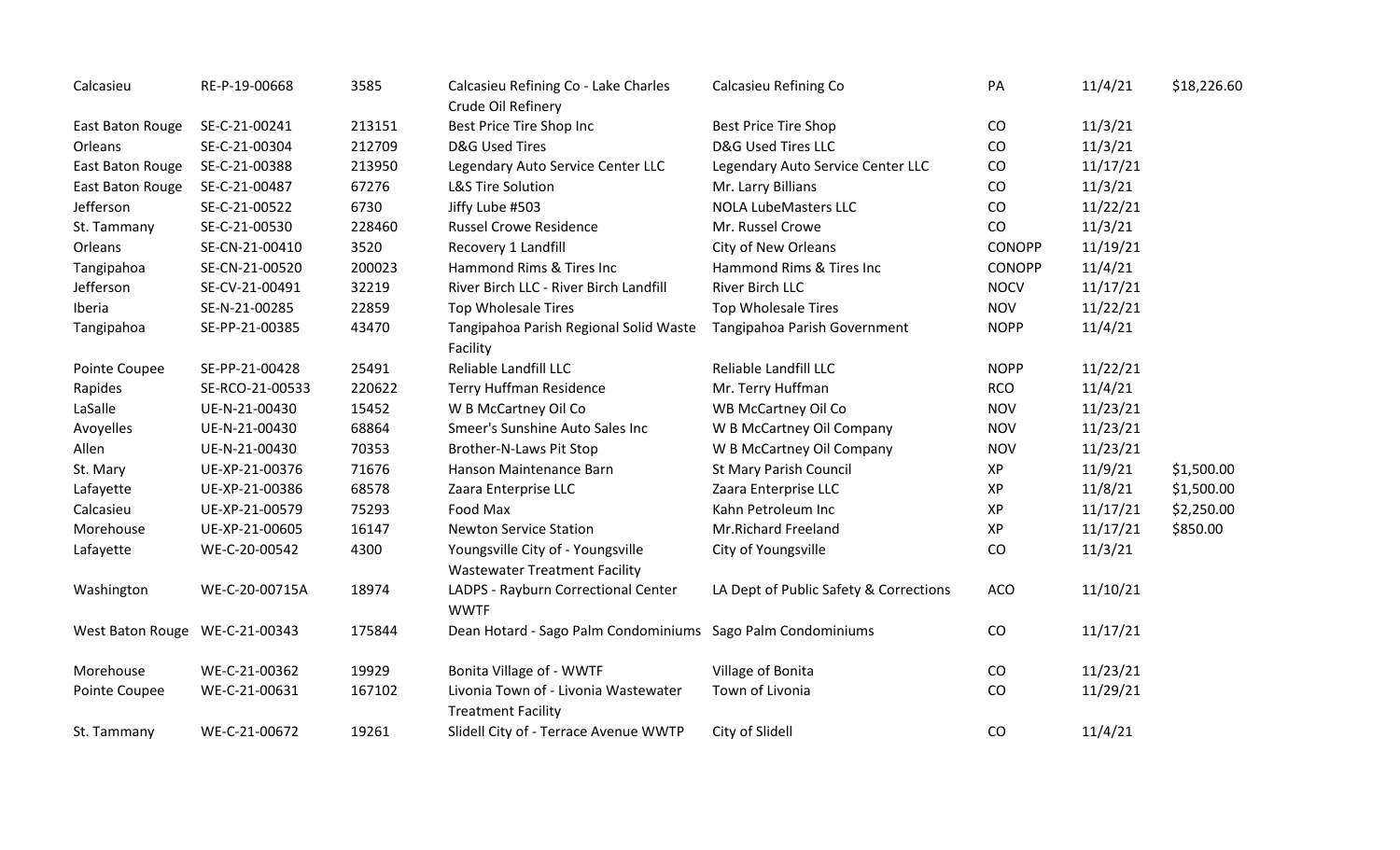| | | | | | | | |
|---|---|---|---|---|---|---|---|
| Calcasieu | RE-P-19-00668 | 3585 | Calcasieu Refining Co - Lake Charles Crude Oil Refinery | Calcasieu Refining Co | PA | 11/4/21 | $18,226.60 |
| East Baton Rouge | SE-C-21-00241 | 213151 | Best Price Tire Shop Inc | Best Price Tire Shop | CO | 11/3/21 | |
| Orleans | SE-C-21-00304 | 212709 | D&G Used Tires | D&G Used Tires LLC | CO | 11/3/21 | |
| East Baton Rouge | SE-C-21-00388 | 213950 | Legendary Auto Service Center LLC | Legendary Auto Service Center LLC | CO | 11/17/21 | |
| East Baton Rouge | SE-C-21-00487 | 67276 | L&S Tire Solution | Mr. Larry Billians | CO | 11/3/21 | |
| Jefferson | SE-C-21-00522 | 6730 | Jiffy Lube #503 | NOLA LubeMasters LLC | CO | 11/22/21 | |
| St. Tammany | SE-C-21-00530 | 228460 | Russel Crowe Residence | Mr. Russel Crowe | CO | 11/3/21 | |
| Orleans | SE-CN-21-00410 | 3520 | Recovery 1 Landfill | City of New Orleans | CONOPP | 11/19/21 | |
| Tangipahoa | SE-CN-21-00520 | 200023 | Hammond Rims & Tires Inc | Hammond Rims & Tires Inc | CONOPP | 11/4/21 | |
| Jefferson | SE-CV-21-00491 | 32219 | River Birch LLC - River Birch Landfill | River Birch LLC | NOCV | 11/17/21 | |
| Iberia | SE-N-21-00285 | 22859 | Top Wholesale Tires | Top Wholesale Tires | NOV | 11/22/21 | |
| Tangipahoa | SE-PP-21-00385 | 43470 | Tangipahoa Parish Regional Solid Waste Facility | Tangipahoa Parish Government | NOPP | 11/4/21 | |
| Pointe Coupee | SE-PP-21-00428 | 25491 | Reliable Landfill LLC | Reliable Landfill LLC | NOPP | 11/22/21 | |
| Rapides | SE-RCO-21-00533 | 220622 | Terry Huffman Residence | Mr. Terry Huffman | RCO | 11/4/21 | |
| LaSalle | UE-N-21-00430 | 15452 | W B McCartney Oil Co | WB McCartney Oil Co | NOV | 11/23/21 | |
| Avoyelles | UE-N-21-00430 | 68864 | Smeer's Sunshine Auto Sales Inc | W B McCartney Oil Company | NOV | 11/23/21 | |
| Allen | UE-N-21-00430 | 70353 | Brother-N-Laws Pit Stop | W B McCartney Oil Company | NOV | 11/23/21 | |
| St. Mary | UE-XP-21-00376 | 71676 | Hanson Maintenance Barn | St Mary Parish Council | XP | 11/9/21 | $1,500.00 |
| Lafayette | UE-XP-21-00386 | 68578 | Zaara Enterprise LLC | Zaara Enterprise LLC | XP | 11/8/21 | $1,500.00 |
| Calcasieu | UE-XP-21-00579 | 75293 | Food Max | Kahn Petroleum Inc | XP | 11/17/21 | $2,250.00 |
| Morehouse | UE-XP-21-00605 | 16147 | Newton Service Station | Mr.Richard Freeland | XP | 11/17/21 | $850.00 |
| Lafayette | WE-C-20-00542 | 4300 | Youngsville City of - Youngsville Wastewater Treatment Facility | City of Youngsville | CO | 11/3/21 | |
| Washington | WE-C-20-00715A | 18974 | LADPS - Rayburn Correctional Center WWTF | LA Dept of Public Safety & Corrections | ACO | 11/10/21 | |
| West Baton Rouge | WE-C-21-00343 | 175844 | Dean Hotard - Sago Palm Condominiums | Sago Palm Condominiums | CO | 11/17/21 | |
| Morehouse | WE-C-21-00362 | 19929 | Bonita Village of - WWTF | Village of Bonita | CO | 11/23/21 | |
| Pointe Coupee | WE-C-21-00631 | 167102 | Livonia Town of - Livonia Wastewater Treatment Facility | Town of Livonia | CO | 11/29/21 | |
| St. Tammany | WE-C-21-00672 | 19261 | Slidell City of - Terrace Avenue WWTP | City of Slidell | CO | 11/4/21 | |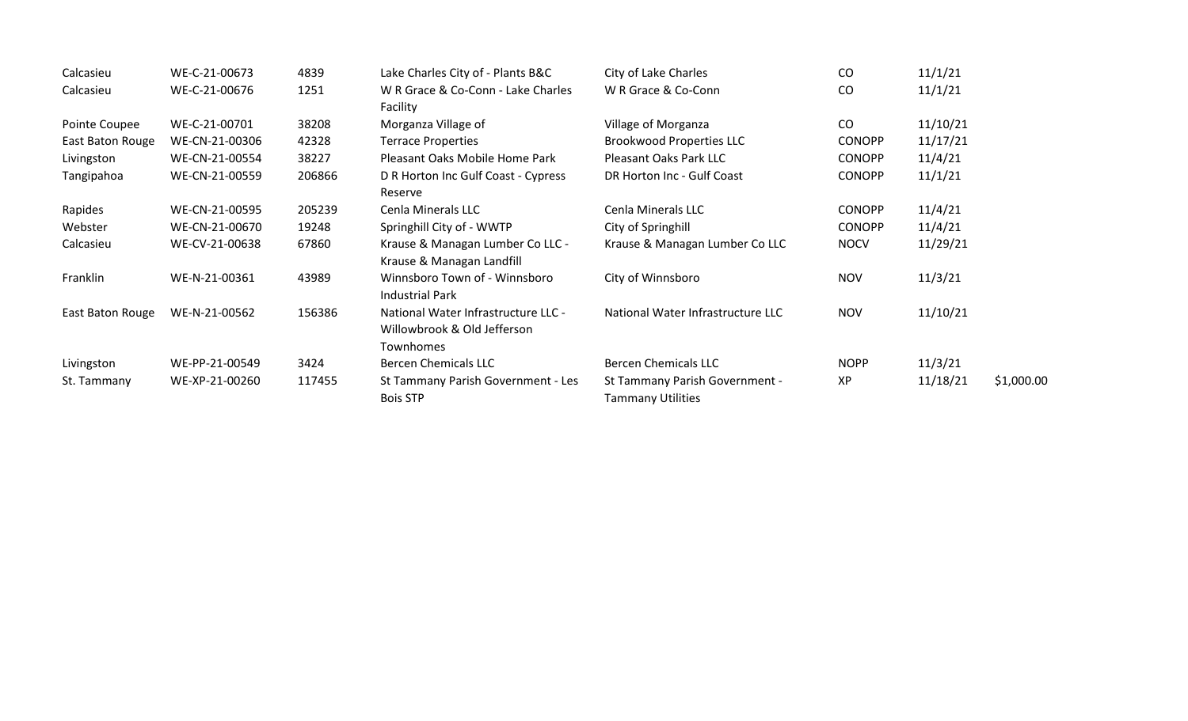| | | | | | | | |
|---|---|---|---|---|---|---|---|
| Calcasieu | WE-C-21-00673 | 4839 | Lake Charles City of - Plants B&C | City of Lake Charles | CO | 11/1/21 | |
| Calcasieu | WE-C-21-00676 | 1251 | W R Grace & Co-Conn - Lake Charles Facility | W R Grace & Co-Conn | CO | 11/1/21 | |
| Pointe Coupee | WE-C-21-00701 | 38208 | Morganza Village of | Village of Morganza | CO | 11/10/21 | |
| East Baton Rouge | WE-CN-21-00306 | 42328 | Terrace Properties | Brookwood Properties LLC | CONOPP | 11/17/21 | |
| Livingston | WE-CN-21-00554 | 38227 | Pleasant Oaks Mobile Home Park | Pleasant Oaks Park LLC | CONOPP | 11/4/21 | |
| Tangipahoa | WE-CN-21-00559 | 206866 | D R Horton Inc Gulf Coast - Cypress Reserve | DR Horton Inc - Gulf Coast | CONOPP | 11/1/21 | |
| Rapides | WE-CN-21-00595 | 205239 | Cenla Minerals LLC | Cenla Minerals LLC | CONOPP | 11/4/21 | |
| Webster | WE-CN-21-00670 | 19248 | Springhill City of - WWTP | City of Springhill | CONOPP | 11/4/21 | |
| Calcasieu | WE-CV-21-00638 | 67860 | Krause & Managan Lumber Co LLC - Krause & Managan Landfill | Krause & Managan Lumber Co LLC | NOCV | 11/29/21 | |
| Franklin | WE-N-21-00361 | 43989 | Winnsboro Town of - Winnsboro Industrial Park | City of Winnsboro | NOV | 11/3/21 | |
| East Baton Rouge | WE-N-21-00562 | 156386 | National Water Infrastructure LLC - Willowbrook & Old Jefferson Townhomes | National Water Infrastructure LLC | NOV | 11/10/21 | |
| Livingston | WE-PP-21-00549 | 3424 | Bercen Chemicals LLC | Bercen Chemicals LLC | NOPP | 11/3/21 | |
| St. Tammany | WE-XP-21-00260 | 117455 | St Tammany Parish Government - Les Bois STP | St Tammany Parish Government - Tammany Utilities | XP | 11/18/21 | $1,000.00 |